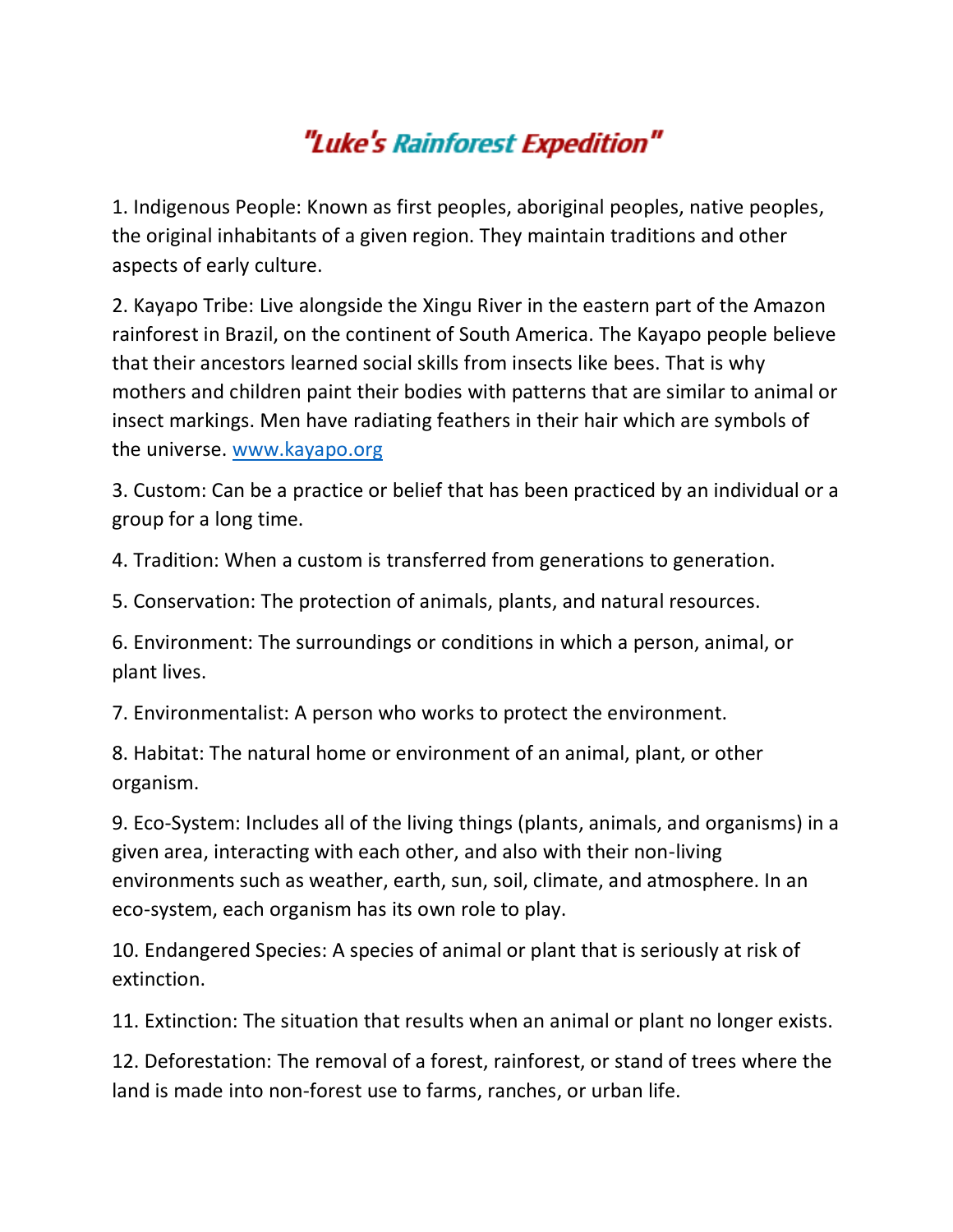# "Luke's Rainforest Expedition"

1. Indigenous People: Known as first peoples, aboriginal peoples, native peoples, the original inhabitants of a given region. They maintain traditions and other aspects of early culture.

2. Kayapo Tribe: Live alongside the Xingu River in the eastern part of the Amazon rainforest in Brazil, on the continent of South America. The Kayapo people believe that their ancestors learned social skills from insects like bees. That is why mothers and children paint their bodies with patterns that are similar to animal or insect markings. Men have radiating feathers in their hair which are symbols of the universe. [www.kayapo.org](http://www.kayapo.org)

3. Custom: Can be a practice or belief that has been practiced by an individual or a group for a long time.

4. Tradition: When a custom is transferred from generations to generation.

5. Conservation: The protection of animals, plants, and natural resources.

6. Environment: The surroundings or conditions in which a person, animal, or plant lives.

7. Environmentalist: A person who works to protect the environment.

8. Habitat: The natural home or environment of an animal, plant, or other organism.

9. Eco-System: Includes all of the living things (plants, animals, and organisms) in a given area, interacting with each other, and also with their non-living environments such as weather, earth, sun, soil, climate, and atmosphere. In an eco-system, each organism has its own role to play.

10. Endangered Species: A species of animal or plant that is seriously at risk of extinction.

11. Extinction: The situation that results when an animal or plant no longer exists.

12. Deforestation: The removal of a forest, rainforest, or stand of trees where the land is made into non-forest use to farms, ranches, or urban life.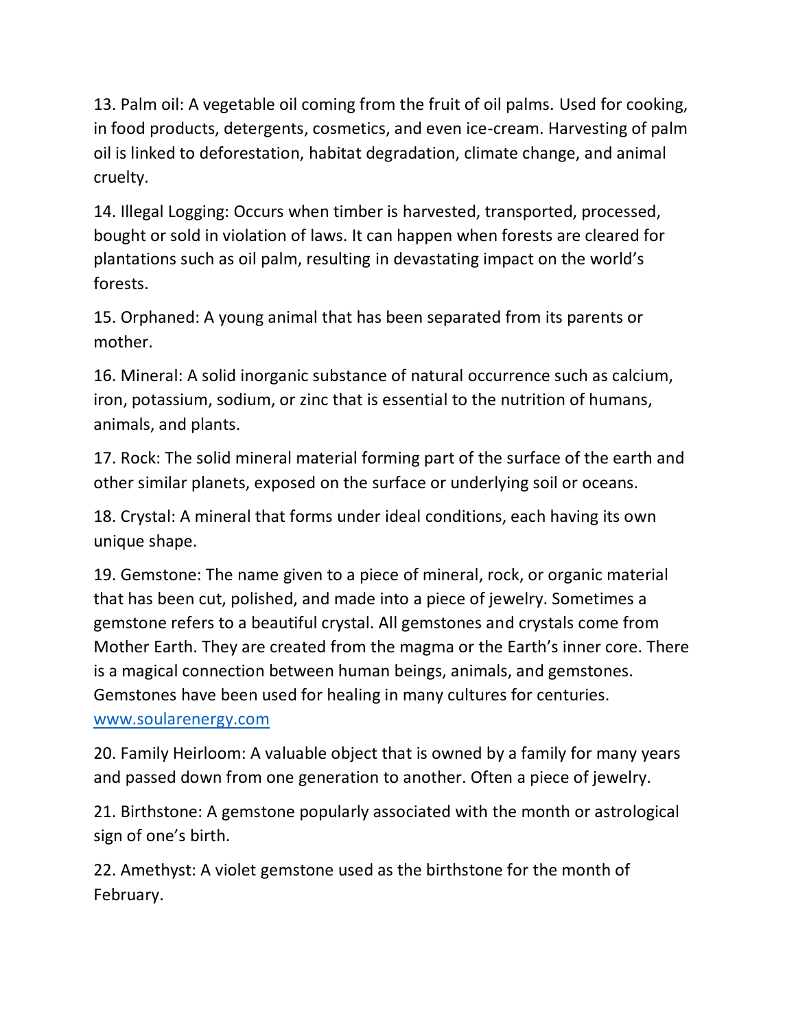13. Palm oil: A vegetable oil coming from the fruit of oil palms. Used for cooking, in food products, detergents, cosmetics, and even ice-cream. Harvesting of palm oil is linked to deforestation, habitat degradation, climate change, and animal cruelty.

14. Illegal Logging: Occurs when timber is harvested, transported, processed, bought or sold in violation of laws. It can happen when forests are cleared for plantations such as oil palm, resulting in devastating impact on the world's forests.

15. Orphaned: A young animal that has been separated from its parents or mother.

16. Mineral: A solid inorganic substance of natural occurrence such as calcium, iron, potassium, sodium, or zinc that is essential to the nutrition of humans, animals, and plants.

17. Rock: The solid mineral material forming part of the surface of the earth and other similar planets, exposed on the surface or underlying soil or oceans.

18. Crystal: A mineral that forms under ideal conditions, each having its own unique shape.

19. Gemstone: The name given to a piece of mineral, rock, or organic material that has been cut, polished, and made into a piece of jewelry. Sometimes a gemstone refers to a beautiful crystal. All gemstones and crystals come from Mother Earth. They are created from the magma or the Earth's inner core. There is a magical connection between human beings, animals, and gemstones. Gemstones have been used for healing in many cultures for centuries. [www.soularenergy.com](http://www.soularenergy.com)

20. Family Heirloom: A valuable object that is owned by a family for many years and passed down from one generation to another. Often a piece of jewelry.

21. Birthstone: A gemstone popularly associated with the month or astrological sign of one's birth.

22. Amethyst: A violet gemstone used as the birthstone for the month of February.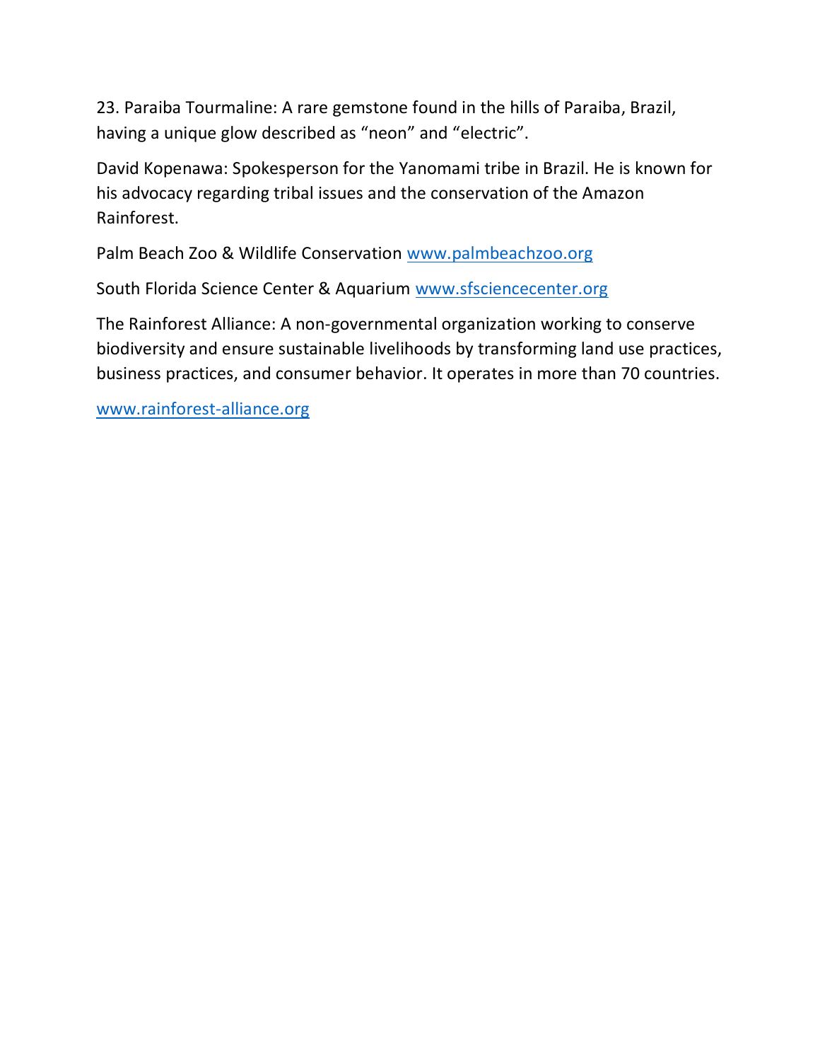23. Paraiba Tourmaline: A rare gemstone found in the hills of Paraiba, Brazil, having a unique glow described as “neon” and “electric”.

David Kopenawa: Spokesperson for the Yanomami tribe in Brazil. He is known for his advocacy regarding tribal issues and the conservation of the Amazon Rainforest.

Palm Beach Zoo & Wildlife Conservation www.palmbeachzoo.org

South Florida Science Center & Aquarium www.sfsciencecenter.org

The Rainforest Alliance: A non-governmental organization working to conserve biodiversity and ensure sustainable livelihoods by transforming land use practices, business practices, and consumer behavior. It operates in more than 70 countries.

www.rainforest-alliance.org